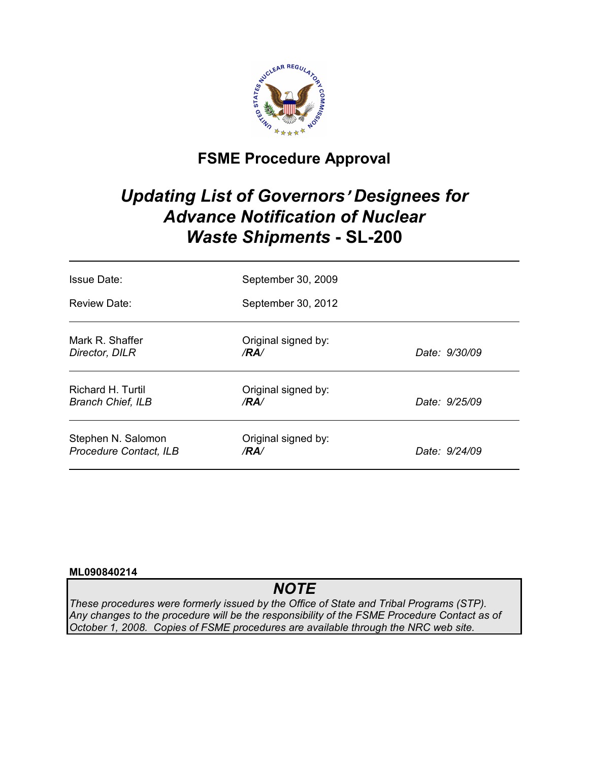# FSME Procedure Approval

## *Updating List of Governors' Designees for Advance Notification of Nuclear Waste Shipments* - SL-200

| | | |
|---|---|---|
| Issue Date: | September 30, 2009 | |
| Review Date: | September 30, 2012 | |
| Mark R. Shaffer<br>*Director, DILR* | Original signed by:<br>***/RA/*** | *Date: 9/30/09* |
| Richard H. Turtil<br>*Branch Chief, ILB* | Original signed by:<br>***/RA/*** | *Date: 9/25/09* |
| Stephen N. Salomon<br>*Procedure Contact, ILB* | Original signed by:<br>***/RA/*** | *Date: 9/24/09* |

**ML090840214**

> ***NOTE***
>
> *These procedures were formerly issued by the Office of State and Tribal Programs (STP). Any changes to the procedure will be the responsibility of the FSME Procedure Contact as of October 1, 2008. Copies of FSME procedures are available through the NRC web site.*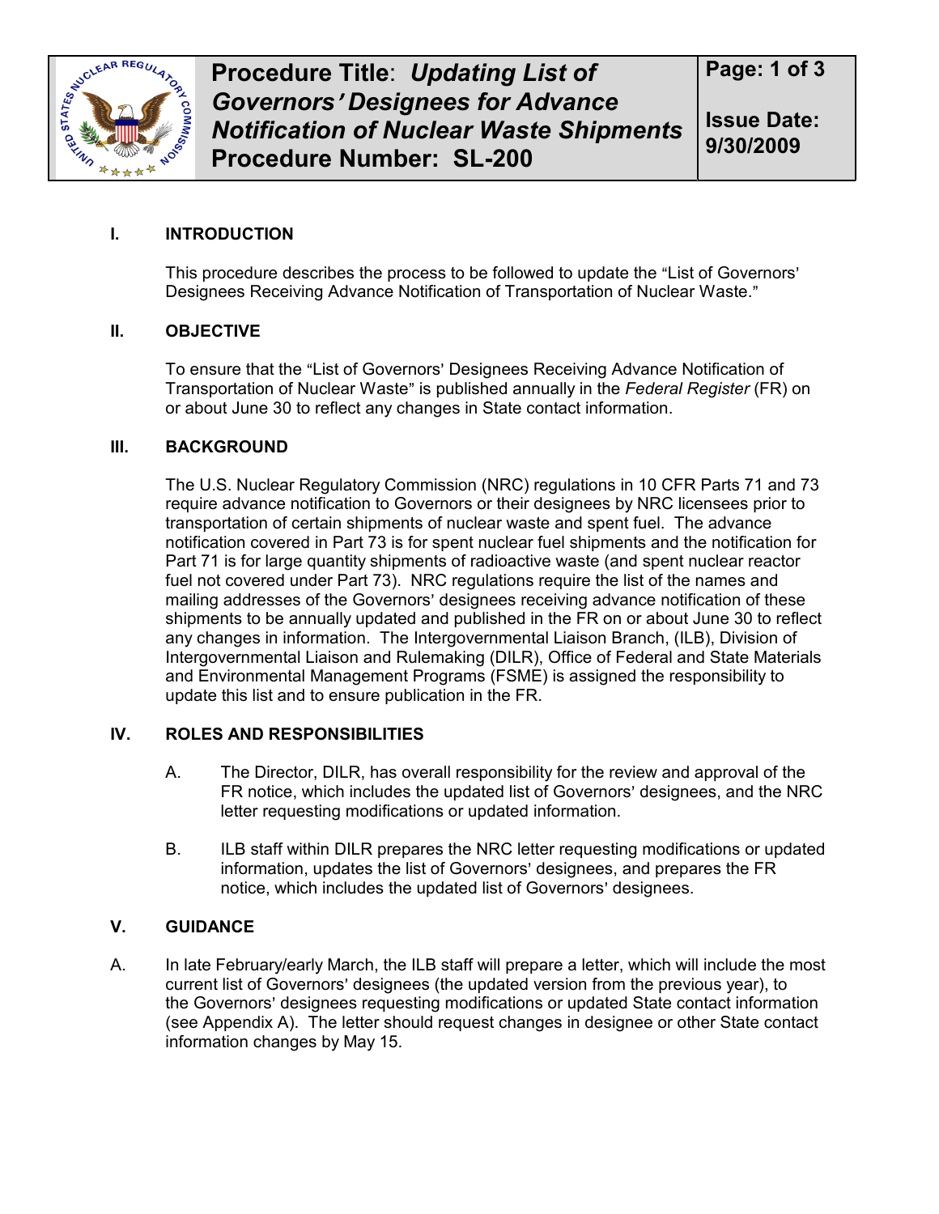**Procedure Title**: *Updating List of Governors' Designees for Advance Notification of Nuclear Waste Shipments*
**Procedure Number: SL-200**

**Page: 1 of 3**

**Issue Date: 9/30/2009**

## I. INTRODUCTION

This procedure describes the process to be followed to update the "List of Governors' Designees Receiving Advance Notification of Transportation of Nuclear Waste."

## II. OBJECTIVE

To ensure that the "List of Governors' Designees Receiving Advance Notification of Transportation of Nuclear Waste" is published annually in the *Federal Register* (FR) on or about June 30 to reflect any changes in State contact information.

## III. BACKGROUND

The U.S. Nuclear Regulatory Commission (NRC) regulations in 10 CFR Parts 71 and 73 require advance notification to Governors or their designees by NRC licensees prior to transportation of certain shipments of nuclear waste and spent fuel. The advance notification covered in Part 73 is for spent nuclear fuel shipments and the notification for Part 71 is for large quantity shipments of radioactive waste (and spent nuclear reactor fuel not covered under Part 73). NRC regulations require the list of the names and mailing addresses of the Governors' designees receiving advance notification of these shipments to be annually updated and published in the FR on or about June 30 to reflect any changes in information. The Intergovernmental Liaison Branch, (ILB), Division of Intergovernmental Liaison and Rulemaking (DILR), Office of Federal and State Materials and Environmental Management Programs (FSME) is assigned the responsibility to update this list and to ensure publication in the FR.

## IV. ROLES AND RESPONSIBILITIES

A. The Director, DILR, has overall responsibility for the review and approval of the FR notice, which includes the updated list of Governors' designees, and the NRC letter requesting modifications or updated information.

B. ILB staff within DILR prepares the NRC letter requesting modifications or updated information, updates the list of Governors' designees, and prepares the FR notice, which includes the updated list of Governors' designees.

## V. GUIDANCE

A. In late February/early March, the ILB staff will prepare a letter, which will include the most current list of Governors' designees (the updated version from the previous year), to the Governors' designees requesting modifications or updated State contact information (see Appendix A). The letter should request changes in designee or other State contact information changes by May 15.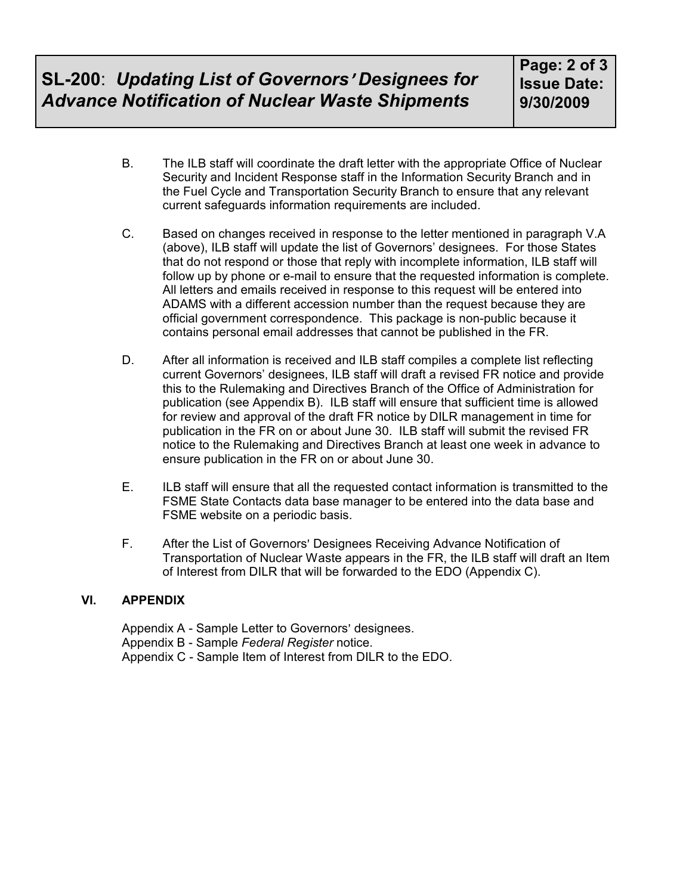B. The ILB staff will coordinate the draft letter with the appropriate Office of Nuclear Security and Incident Response staff in the Information Security Branch and in the Fuel Cycle and Transportation Security Branch to ensure that any relevant current safeguards information requirements are included.

C. Based on changes received in response to the letter mentioned in paragraph V.A (above), ILB staff will update the list of Governors' designees. For those States that do not respond or those that reply with incomplete information, ILB staff will follow up by phone or e-mail to ensure that the requested information is complete. All letters and emails received in response to this request will be entered into ADAMS with a different accession number than the request because they are official government correspondence. This package is non-public because it contains personal email addresses that cannot be published in the FR.

D. After all information is received and ILB staff compiles a complete list reflecting current Governors' designees, ILB staff will draft a revised FR notice and provide this to the Rulemaking and Directives Branch of the Office of Administration for publication (see Appendix B). ILB staff will ensure that sufficient time is allowed for review and approval of the draft FR notice by DILR management in time for publication in the FR on or about June 30. ILB staff will submit the revised FR notice to the Rulemaking and Directives Branch at least one week in advance to ensure publication in the FR on or about June 30.

E. ILB staff will ensure that all the requested contact information is transmitted to the FSME State Contacts data base manager to be entered into the data base and FSME website on a periodic basis.

F. After the List of Governors' Designees Receiving Advance Notification of Transportation of Nuclear Waste appears in the FR, the ILB staff will draft an Item of Interest from DILR that will be forwarded to the EDO (Appendix C).

## VI. APPENDIX

Appendix A - Sample Letter to Governors' designees.
Appendix B - Sample *Federal Register* notice.
Appendix C - Sample Item of Interest from DILR to the EDO.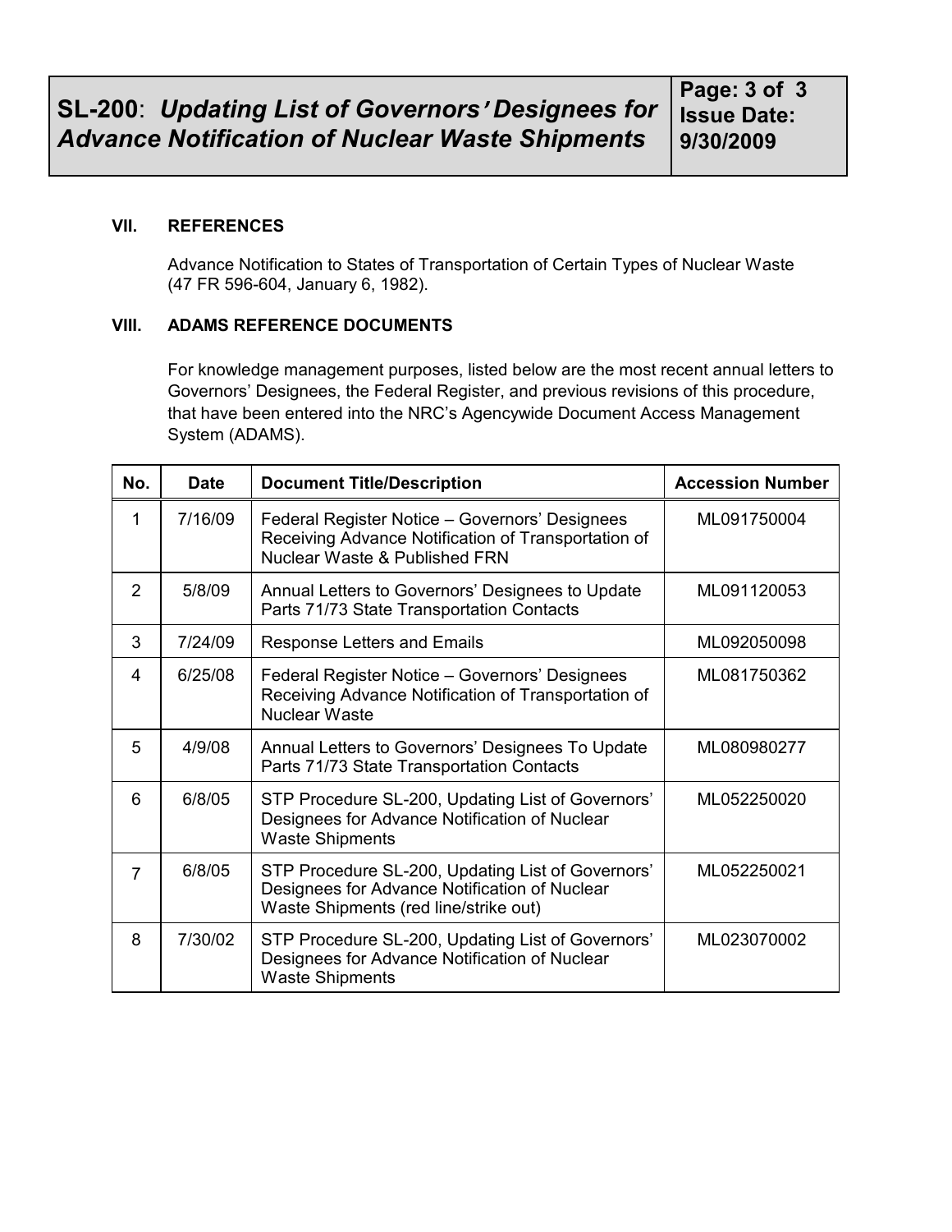## VII. REFERENCES

Advance Notification to States of Transportation of Certain Types of Nuclear Waste (47 FR 596-604, January 6, 1982).

## VIII. ADAMS REFERENCE DOCUMENTS

For knowledge management purposes, listed below are the most recent annual letters to Governors' Designees, the Federal Register, and previous revisions of this procedure, that have been entered into the NRC's Agencywide Document Access Management System (ADAMS).

| No. | Date | Document Title/Description | Accession Number |
|---|---|---|---|
| 1 | 7/16/09 | Federal Register Notice – Governors' Designees Receiving Advance Notification of Transportation of Nuclear Waste & Published FRN | ML091750004 |
| 2 | 5/8/09 | Annual Letters to Governors' Designees to Update Parts 71/73 State Transportation Contacts | ML091120053 |
| 3 | 7/24/09 | Response Letters and Emails | ML092050098 |
| 4 | 6/25/08 | Federal Register Notice – Governors' Designees Receiving Advance Notification of Transportation of Nuclear Waste | ML081750362 |
| 5 | 4/9/08 | Annual Letters to Governors' Designees To Update Parts 71/73 State Transportation Contacts | ML080980277 |
| 6 | 6/8/05 | STP Procedure SL-200, Updating List of Governors' Designees for Advance Notification of Nuclear Waste Shipments | ML052250020 |
| 7 | 6/8/05 | STP Procedure SL-200, Updating List of Governors' Designees for Advance Notification of Nuclear Waste Shipments (red line/strike out) | ML052250021 |
| 8 | 7/30/02 | STP Procedure SL-200, Updating List of Governors' Designees for Advance Notification of Nuclear Waste Shipments | ML023070002 |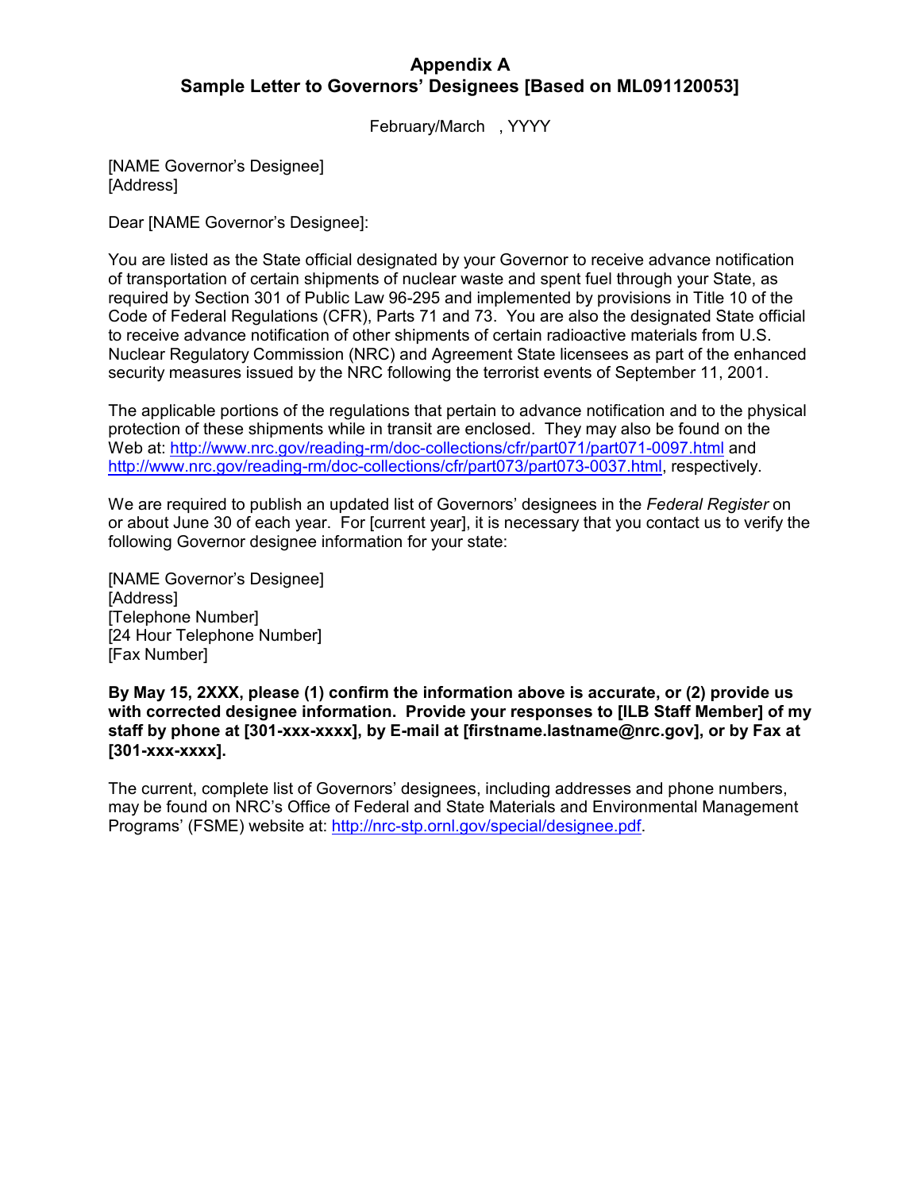## Appendix A
## Sample Letter to Governors' Designees [Based on ML091120053]

February/March , YYYY

[NAME Governor's Designee]
[Address]

Dear [NAME Governor's Designee]:

You are listed as the State official designated by your Governor to receive advance notification of transportation of certain shipments of nuclear waste and spent fuel through your State, as required by Section 301 of Public Law 96-295 and implemented by provisions in Title 10 of the Code of Federal Regulations (CFR), Parts 71 and 73. You are also the designated State official to receive advance notification of other shipments of certain radioactive materials from U.S. Nuclear Regulatory Commission (NRC) and Agreement State licensees as part of the enhanced security measures issued by the NRC following the terrorist events of September 11, 2001.

The applicable portions of the regulations that pertain to advance notification and to the physical protection of these shipments while in transit are enclosed. They may also be found on the Web at: http://www.nrc.gov/reading-rm/doc-collections/cfr/part071/part071-0097.html and http://www.nrc.gov/reading-rm/doc-collections/cfr/part073/part073-0037.html, respectively.

We are required to publish an updated list of Governors' designees in the *Federal Register* on or about June 30 of each year. For [current year], it is necessary that you contact us to verify the following Governor designee information for your state:

[NAME Governor's Designee]
[Address]
[Telephone Number]
[24 Hour Telephone Number]
[Fax Number]

**By May 15, 2XXX, please (1) confirm the information above is accurate, or (2) provide us with corrected designee information. Provide your responses to [ILB Staff Member] of my staff by phone at [301-xxx-xxxx], by E-mail at [firstname.lastname@nrc.gov], or by Fax at [301-xxx-xxxx].**

The current, complete list of Governors' designees, including addresses and phone numbers, may be found on NRC's Office of Federal and State Materials and Environmental Management Programs' (FSME) website at: http://nrc-stp.ornl.gov/special/designee.pdf.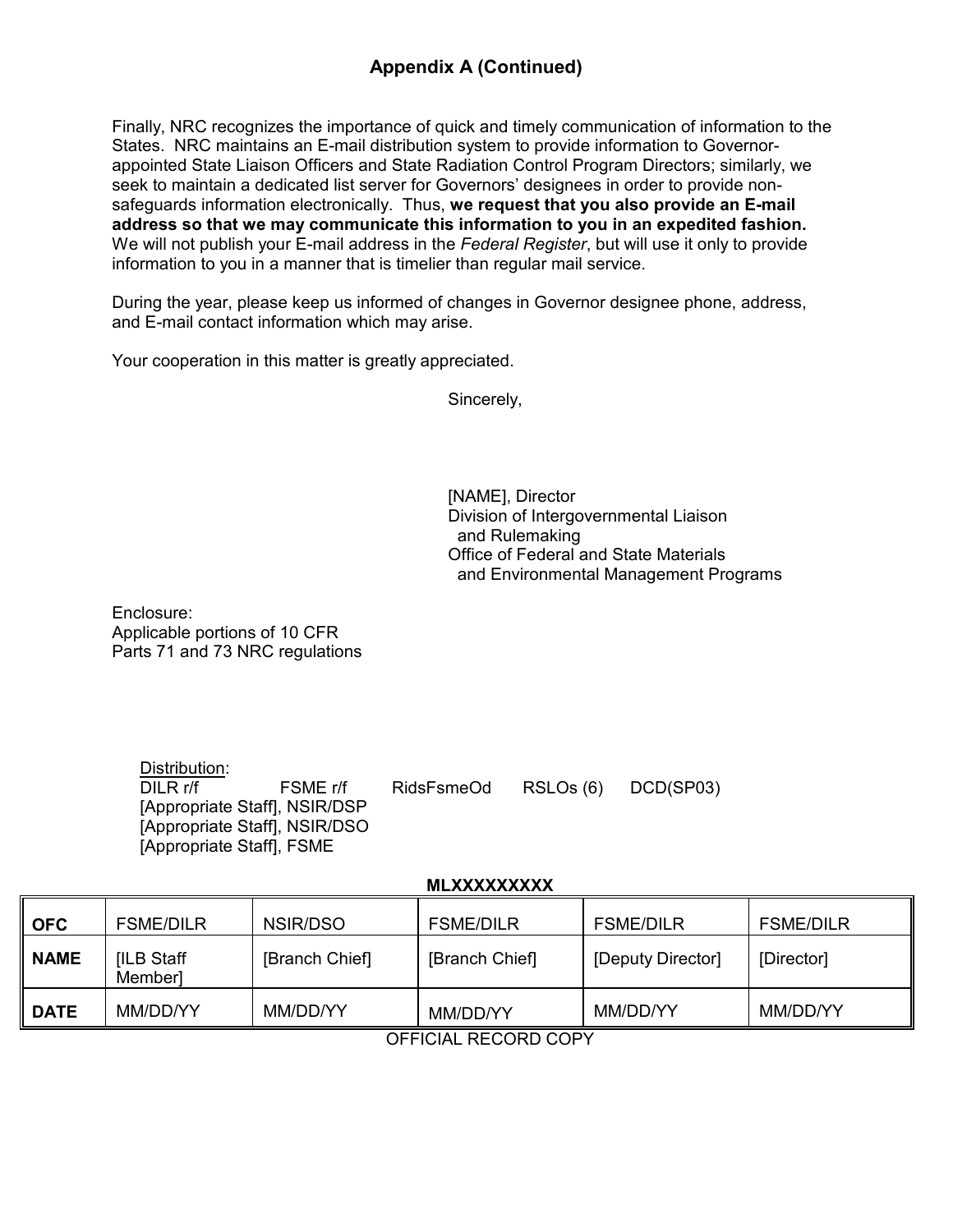## Appendix A (Continued)

Finally, NRC recognizes the importance of quick and timely communication of information to the States. NRC maintains an E-mail distribution system to provide information to Governor-appointed State Liaison Officers and State Radiation Control Program Directors; similarly, we seek to maintain a dedicated list server for Governors' designees in order to provide non-safeguards information electronically. Thus, **we request that you also provide an E-mail address so that we may communicate this information to you in an expedited fashion.** We will not publish your E-mail address in the *Federal Register*, but will use it only to provide information to you in a manner that is timelier than regular mail service.

During the year, please keep us informed of changes in Governor designee phone, address, and E-mail contact information which may arise.

Your cooperation in this matter is greatly appreciated.

Sincerely,

[NAME], Director
Division of Intergovernmental Liaison
and Rulemaking
Office of Federal and State Materials
and Environmental Management Programs

Enclosure:
Applicable portions of 10 CFR
Parts 71 and 73 NRC regulations

Distribution:
DILR r/f FSME r/f RidsFsmeOd RSLOs (6) DCD(SP03)
[Appropriate Staff], NSIR/DSP
[Appropriate Staff], NSIR/DSO
[Appropriate Staff], FSME

**MLXXXXXXXXX**

| **OFC** | FSME/DILR | NSIR/DSO | FSME/DILR | FSME/DILR | FSME/DILR |
|---|---|---|---|---|---|
| **NAME** | [ILB Staff Member] | [Branch Chief] | [Branch Chief] | [Deputy Director] | [Director] |
| **DATE** | MM/DD/YY | MM/DD/YY | MM/DD/YY | MM/DD/YY | MM/DD/YY |

OFFICIAL RECORD COPY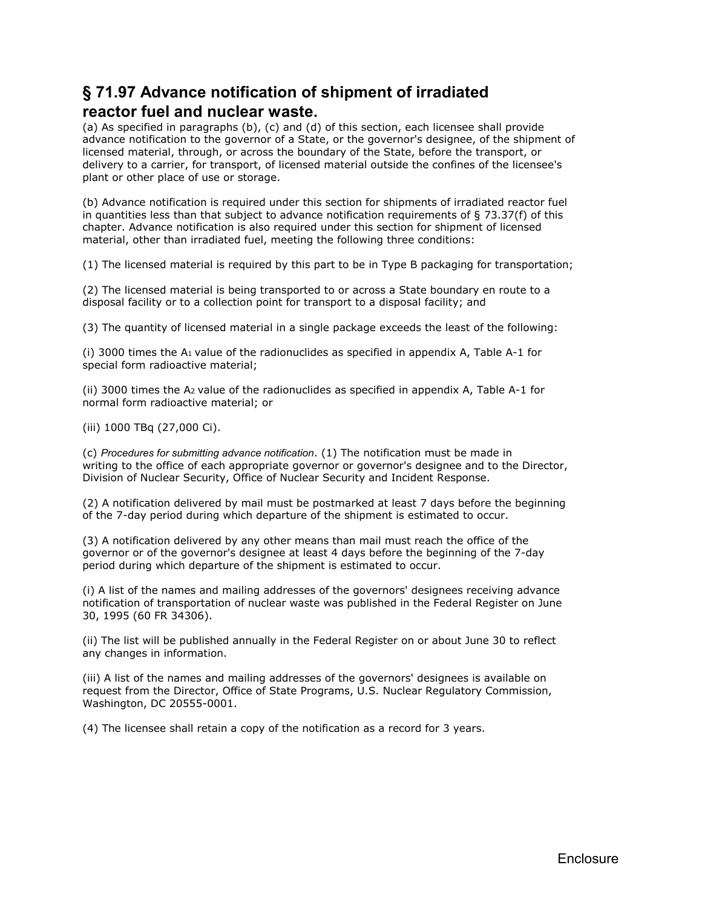## § 71.97 Advance notification of shipment of irradiated reactor fuel and nuclear waste.

(a) As specified in paragraphs (b), (c) and (d) of this section, each licensee shall provide advance notification to the governor of a State, or the governor's designee, of the shipment of licensed material, through, or across the boundary of the State, before the transport, or delivery to a carrier, for transport, of licensed material outside the confines of the licensee's plant or other place of use or storage.

(b) Advance notification is required under this section for shipments of irradiated reactor fuel in quantities less than that subject to advance notification requirements of § 73.37(f) of this chapter. Advance notification is also required under this section for shipment of licensed material, other than irradiated fuel, meeting the following three conditions:

(1) The licensed material is required by this part to be in Type B packaging for transportation;

(2) The licensed material is being transported to or across a State boundary en route to a disposal facility or to a collection point for transport to a disposal facility; and

(3) The quantity of licensed material in a single package exceeds the least of the following:

(i) 3000 times the $A_1$ value of the radionuclides as specified in appendix A, Table A-1 for special form radioactive material;

(ii) 3000 times the $A_2$ value of the radionuclides as specified in appendix A, Table A-1 for normal form radioactive material; or

(iii) 1000 TBq (27,000 Ci).

(c) *Procedures for submitting advance notification*. (1) The notification must be made in writing to the office of each appropriate governor or governor's designee and to the Director, Division of Nuclear Security, Office of Nuclear Security and Incident Response.

(2) A notification delivered by mail must be postmarked at least 7 days before the beginning of the 7-day period during which departure of the shipment is estimated to occur.

(3) A notification delivered by any other means than mail must reach the office of the governor or of the governor's designee at least 4 days before the beginning of the 7-day period during which departure of the shipment is estimated to occur.

(i) A list of the names and mailing addresses of the governors' designees receiving advance notification of transportation of nuclear waste was published in the Federal Register on June 30, 1995 (60 FR 34306).

(ii) The list will be published annually in the Federal Register on or about June 30 to reflect any changes in information.

(iii) A list of the names and mailing addresses of the governors' designees is available on request from the Director, Office of State Programs, U.S. Nuclear Regulatory Commission, Washington, DC 20555-0001.

(4) The licensee shall retain a copy of the notification as a record for 3 years.

Enclosure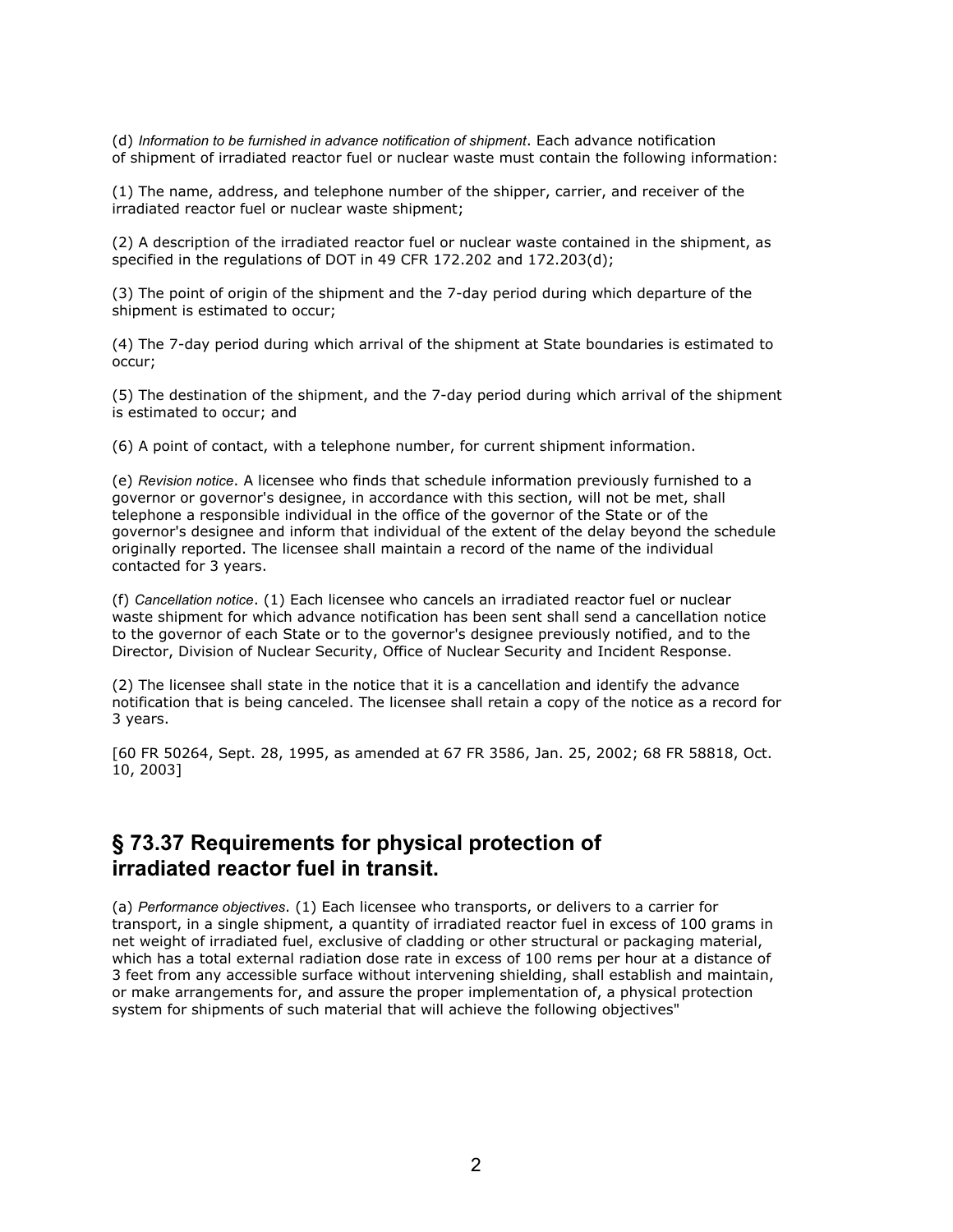(d) *Information to be furnished in advance notification of shipment*. Each advance notification of shipment of irradiated reactor fuel or nuclear waste must contain the following information:

(1) The name, address, and telephone number of the shipper, carrier, and receiver of the irradiated reactor fuel or nuclear waste shipment;

(2) A description of the irradiated reactor fuel or nuclear waste contained in the shipment, as specified in the regulations of DOT in 49 CFR 172.202 and 172.203(d);

(3) The point of origin of the shipment and the 7-day period during which departure of the shipment is estimated to occur;

(4) The 7-day period during which arrival of the shipment at State boundaries is estimated to occur;

(5) The destination of the shipment, and the 7-day period during which arrival of the shipment is estimated to occur; and

(6) A point of contact, with a telephone number, for current shipment information.

(e) *Revision notice*. A licensee who finds that schedule information previously furnished to a governor or governor's designee, in accordance with this section, will not be met, shall telephone a responsible individual in the office of the governor of the State or of the governor's designee and inform that individual of the extent of the delay beyond the schedule originally reported. The licensee shall maintain a record of the name of the individual contacted for 3 years.

(f) *Cancellation notice*. (1) Each licensee who cancels an irradiated reactor fuel or nuclear waste shipment for which advance notification has been sent shall send a cancellation notice to the governor of each State or to the governor's designee previously notified, and to the Director, Division of Nuclear Security, Office of Nuclear Security and Incident Response.

(2) The licensee shall state in the notice that it is a cancellation and identify the advance notification that is being canceled. The licensee shall retain a copy of the notice as a record for 3 years.

[60 FR 50264, Sept. 28, 1995, as amended at 67 FR 3586, Jan. 25, 2002; 68 FR 58818, Oct. 10, 2003]

## § 73.37 Requirements for physical protection of irradiated reactor fuel in transit.

(a) *Performance objectives*. (1) Each licensee who transports, or delivers to a carrier for transport, in a single shipment, a quantity of irradiated reactor fuel in excess of 100 grams in net weight of irradiated fuel, exclusive of cladding or other structural or packaging material, which has a total external radiation dose rate in excess of 100 rems per hour at a distance of 3 feet from any accessible surface without intervening shielding, shall establish and maintain, or make arrangements for, and assure the proper implementation of, a physical protection system for shipments of such material that will achieve the following objectives"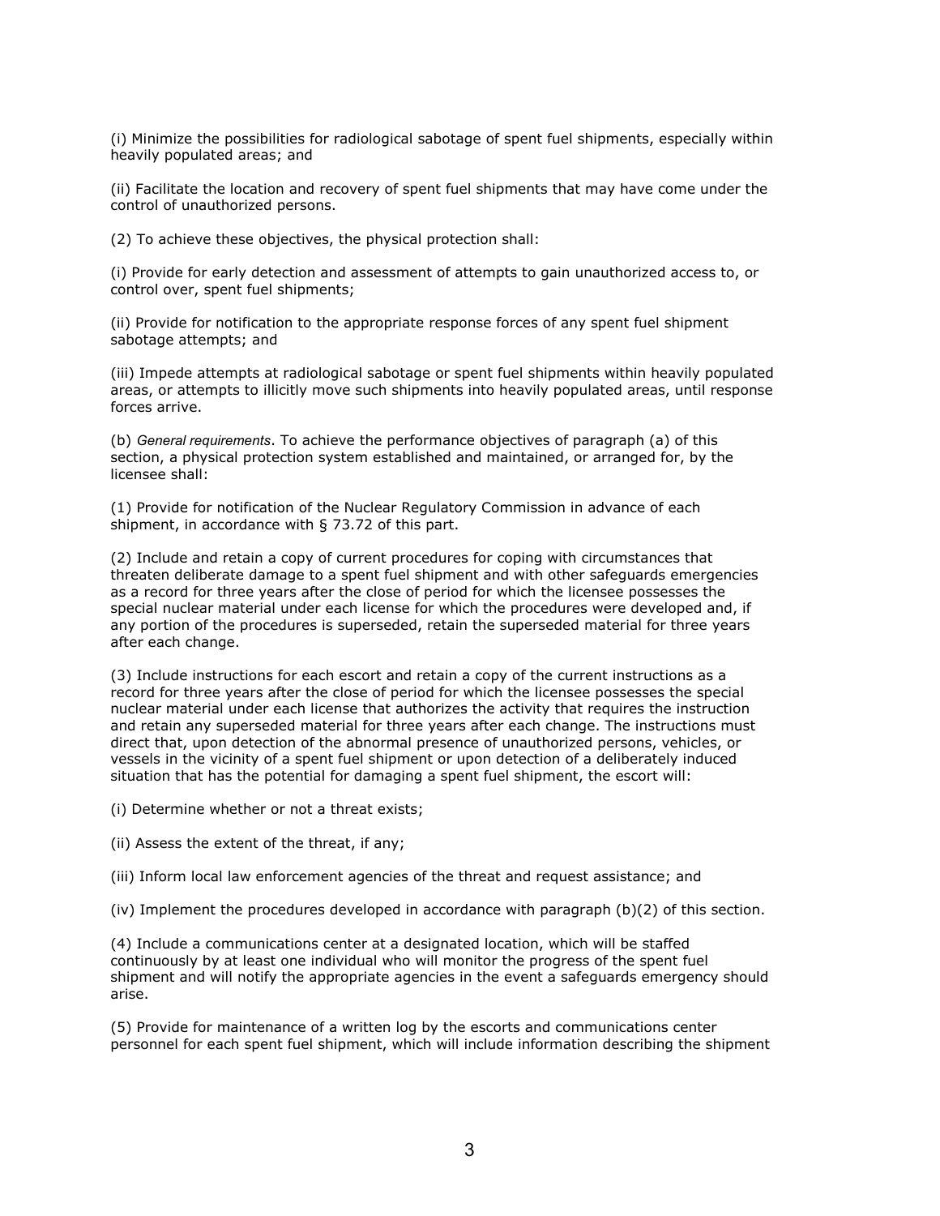(i) Minimize the possibilities for radiological sabotage of spent fuel shipments, especially within heavily populated areas; and

(ii) Facilitate the location and recovery of spent fuel shipments that may have come under the control of unauthorized persons.

(2) To achieve these objectives, the physical protection shall:

(i) Provide for early detection and assessment of attempts to gain unauthorized access to, or control over, spent fuel shipments;

(ii) Provide for notification to the appropriate response forces of any spent fuel shipment sabotage attempts; and

(iii) Impede attempts at radiological sabotage or spent fuel shipments within heavily populated areas, or attempts to illicitly move such shipments into heavily populated areas, until response forces arrive.

(b) *General requirements*. To achieve the performance objectives of paragraph (a) of this section, a physical protection system established and maintained, or arranged for, by the licensee shall:

(1) Provide for notification of the Nuclear Regulatory Commission in advance of each shipment, in accordance with § 73.72 of this part.

(2) Include and retain a copy of current procedures for coping with circumstances that threaten deliberate damage to a spent fuel shipment and with other safeguards emergencies as a record for three years after the close of period for which the licensee possesses the special nuclear material under each license for which the procedures were developed and, if any portion of the procedures is superseded, retain the superseded material for three years after each change.

(3) Include instructions for each escort and retain a copy of the current instructions as a record for three years after the close of period for which the licensee possesses the special nuclear material under each license that authorizes the activity that requires the instruction and retain any superseded material for three years after each change. The instructions must direct that, upon detection of the abnormal presence of unauthorized persons, vehicles, or vessels in the vicinity of a spent fuel shipment or upon detection of a deliberately induced situation that has the potential for damaging a spent fuel shipment, the escort will:

(i) Determine whether or not a threat exists;

(ii) Assess the extent of the threat, if any;

(iii) Inform local law enforcement agencies of the threat and request assistance; and

(iv) Implement the procedures developed in accordance with paragraph (b)(2) of this section.

(4) Include a communications center at a designated location, which will be staffed continuously by at least one individual who will monitor the progress of the spent fuel shipment and will notify the appropriate agencies in the event a safeguards emergency should arise.

(5) Provide for maintenance of a written log by the escorts and communications center personnel for each spent fuel shipment, which will include information describing the shipment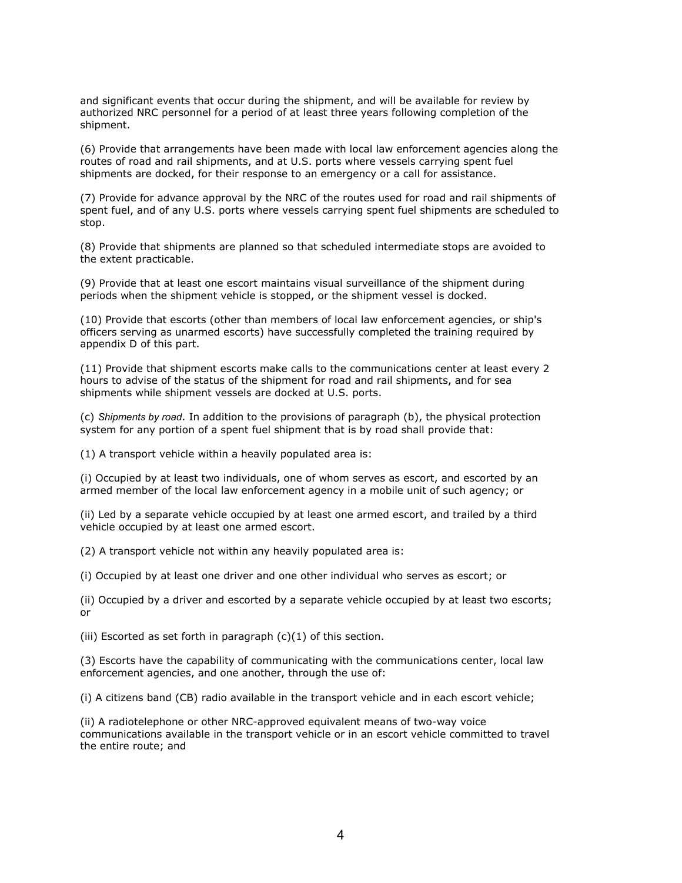and significant events that occur during the shipment, and will be available for review by authorized NRC personnel for a period of at least three years following completion of the shipment.

(6) Provide that arrangements have been made with local law enforcement agencies along the routes of road and rail shipments, and at U.S. ports where vessels carrying spent fuel shipments are docked, for their response to an emergency or a call for assistance.

(7) Provide for advance approval by the NRC of the routes used for road and rail shipments of spent fuel, and of any U.S. ports where vessels carrying spent fuel shipments are scheduled to stop.

(8) Provide that shipments are planned so that scheduled intermediate stops are avoided to the extent practicable.

(9) Provide that at least one escort maintains visual surveillance of the shipment during periods when the shipment vehicle is stopped, or the shipment vessel is docked.

(10) Provide that escorts (other than members of local law enforcement agencies, or ship's officers serving as unarmed escorts) have successfully completed the training required by appendix D of this part.

(11) Provide that shipment escorts make calls to the communications center at least every 2 hours to advise of the status of the shipment for road and rail shipments, and for sea shipments while shipment vessels are docked at U.S. ports.

(c) *Shipments by road*. In addition to the provisions of paragraph (b), the physical protection system for any portion of a spent fuel shipment that is by road shall provide that:

(1) A transport vehicle within a heavily populated area is:

(i) Occupied by at least two individuals, one of whom serves as escort, and escorted by an armed member of the local law enforcement agency in a mobile unit of such agency; or

(ii) Led by a separate vehicle occupied by at least one armed escort, and trailed by a third vehicle occupied by at least one armed escort.

(2) A transport vehicle not within any heavily populated area is:

(i) Occupied by at least one driver and one other individual who serves as escort; or

(ii) Occupied by a driver and escorted by a separate vehicle occupied by at least two escorts; or

(iii) Escorted as set forth in paragraph (c)(1) of this section.

(3) Escorts have the capability of communicating with the communications center, local law enforcement agencies, and one another, through the use of:

(i) A citizens band (CB) radio available in the transport vehicle and in each escort vehicle;

(ii) A radiotelephone or other NRC-approved equivalent means of two-way voice communications available in the transport vehicle or in an escort vehicle committed to travel the entire route; and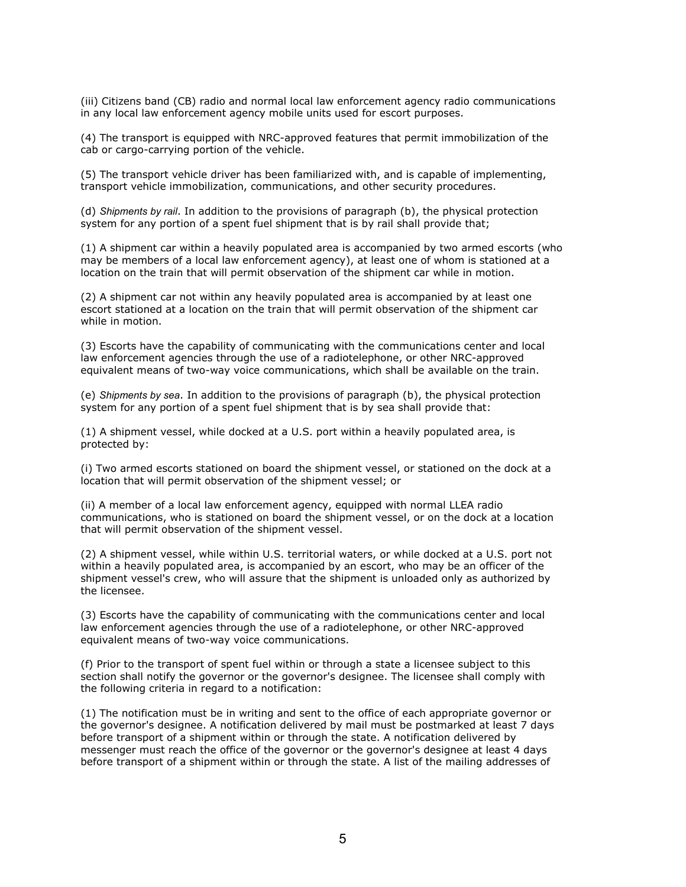(iii) Citizens band (CB) radio and normal local law enforcement agency radio communications in any local law enforcement agency mobile units used for escort purposes.

(4) The transport is equipped with NRC-approved features that permit immobilization of the cab or cargo-carrying portion of the vehicle.

(5) The transport vehicle driver has been familiarized with, and is capable of implementing, transport vehicle immobilization, communications, and other security procedures.

(d) *Shipments by rail*. In addition to the provisions of paragraph (b), the physical protection system for any portion of a spent fuel shipment that is by rail shall provide that;

(1) A shipment car within a heavily populated area is accompanied by two armed escorts (who may be members of a local law enforcement agency), at least one of whom is stationed at a location on the train that will permit observation of the shipment car while in motion.

(2) A shipment car not within any heavily populated area is accompanied by at least one escort stationed at a location on the train that will permit observation of the shipment car while in motion.

(3) Escorts have the capability of communicating with the communications center and local law enforcement agencies through the use of a radiotelephone, or other NRC-approved equivalent means of two-way voice communications, which shall be available on the train.

(e) *Shipments by sea*. In addition to the provisions of paragraph (b), the physical protection system for any portion of a spent fuel shipment that is by sea shall provide that:

(1) A shipment vessel, while docked at a U.S. port within a heavily populated area, is protected by:

(i) Two armed escorts stationed on board the shipment vessel, or stationed on the dock at a location that will permit observation of the shipment vessel; or

(ii) A member of a local law enforcement agency, equipped with normal LLEA radio communications, who is stationed on board the shipment vessel, or on the dock at a location that will permit observation of the shipment vessel.

(2) A shipment vessel, while within U.S. territorial waters, or while docked at a U.S. port not within a heavily populated area, is accompanied by an escort, who may be an officer of the shipment vessel's crew, who will assure that the shipment is unloaded only as authorized by the licensee.

(3) Escorts have the capability of communicating with the communications center and local law enforcement agencies through the use of a radiotelephone, or other NRC-approved equivalent means of two-way voice communications.

(f) Prior to the transport of spent fuel within or through a state a licensee subject to this section shall notify the governor or the governor's designee. The licensee shall comply with the following criteria in regard to a notification:

(1) The notification must be in writing and sent to the office of each appropriate governor or the governor's designee. A notification delivered by mail must be postmarked at least 7 days before transport of a shipment within or through the state. A notification delivered by messenger must reach the office of the governor or the governor's designee at least 4 days before transport of a shipment within or through the state. A list of the mailing addresses of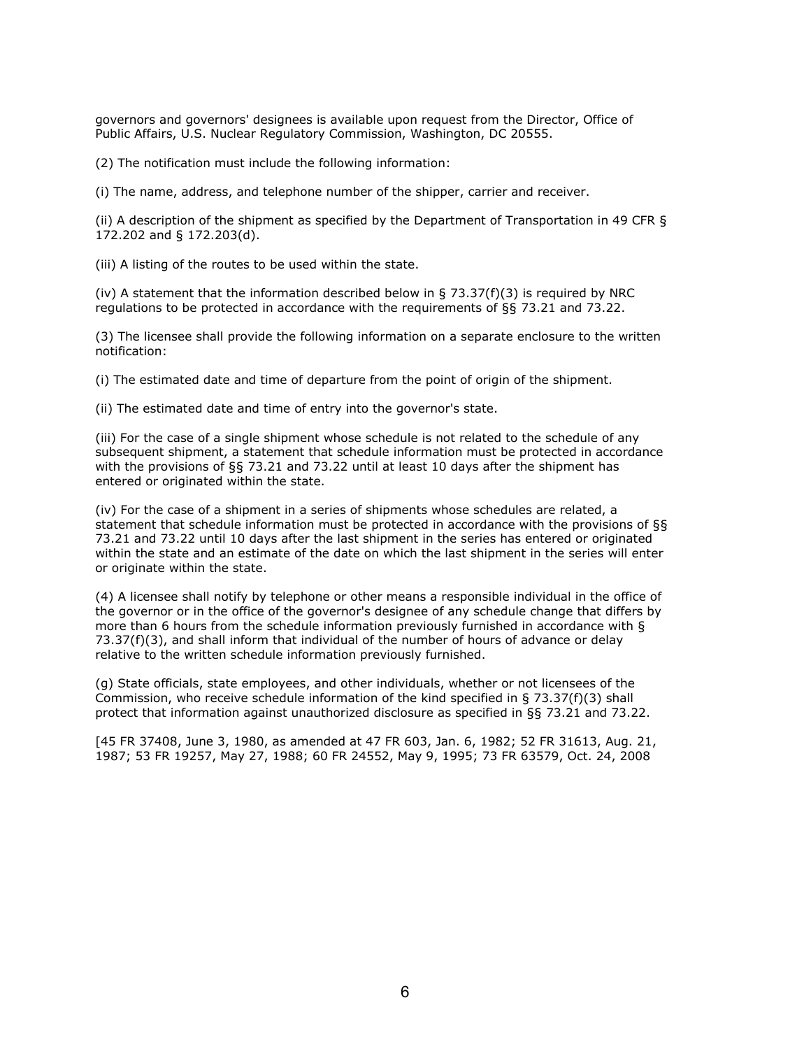governors and governors' designees is available upon request from the Director, Office of Public Affairs, U.S. Nuclear Regulatory Commission, Washington, DC 20555.

(2) The notification must include the following information:

(i) The name, address, and telephone number of the shipper, carrier and receiver.

(ii) A description of the shipment as specified by the Department of Transportation in 49 CFR § 172.202 and § 172.203(d).

(iii) A listing of the routes to be used within the state.

(iv) A statement that the information described below in § 73.37(f)(3) is required by NRC regulations to be protected in accordance with the requirements of §§ 73.21 and 73.22.

(3) The licensee shall provide the following information on a separate enclosure to the written notification:

(i) The estimated date and time of departure from the point of origin of the shipment.

(ii) The estimated date and time of entry into the governor's state.

(iii) For the case of a single shipment whose schedule is not related to the schedule of any subsequent shipment, a statement that schedule information must be protected in accordance with the provisions of §§ 73.21 and 73.22 until at least 10 days after the shipment has entered or originated within the state.

(iv) For the case of a shipment in a series of shipments whose schedules are related, a statement that schedule information must be protected in accordance with the provisions of §§ 73.21 and 73.22 until 10 days after the last shipment in the series has entered or originated within the state and an estimate of the date on which the last shipment in the series will enter or originate within the state.

(4) A licensee shall notify by telephone or other means a responsible individual in the office of the governor or in the office of the governor's designee of any schedule change that differs by more than 6 hours from the schedule information previously furnished in accordance with § 73.37(f)(3), and shall inform that individual of the number of hours of advance or delay relative to the written schedule information previously furnished.

(g) State officials, state employees, and other individuals, whether or not licensees of the Commission, who receive schedule information of the kind specified in § 73.37(f)(3) shall protect that information against unauthorized disclosure as specified in §§ 73.21 and 73.22.

[45 FR 37408, June 3, 1980, as amended at 47 FR 603, Jan. 6, 1982; 52 FR 31613, Aug. 21, 1987; 53 FR 19257, May 27, 1988; 60 FR 24552, May 9, 1995; 73 FR 63579, Oct. 24, 2008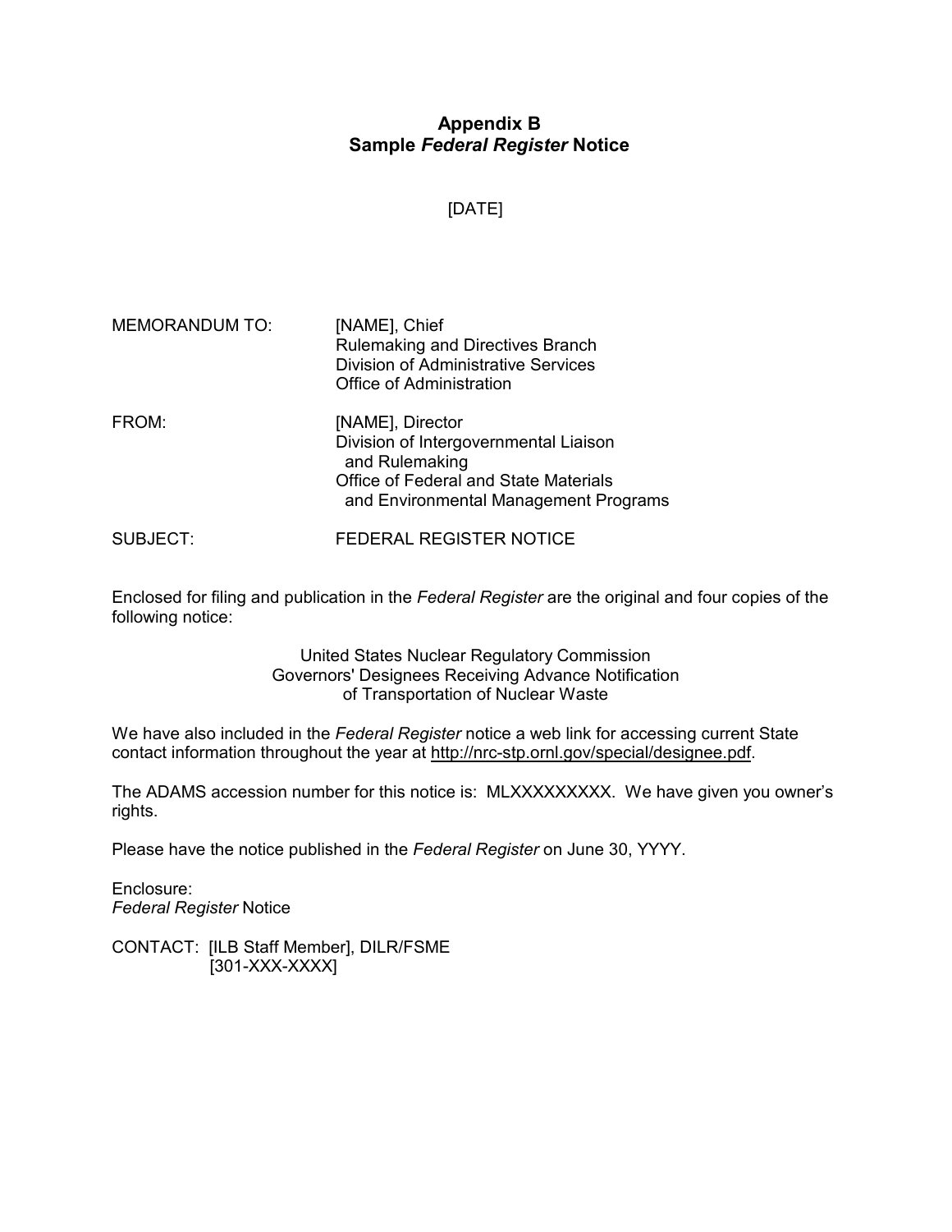# Appendix B
## Sample *Federal Register* Notice

[DATE]

MEMORANDUM TO: [NAME], Chief
Rulemaking and Directives Branch
Division of Administrative Services
Office of Administration

FROM: [NAME], Director
Division of Intergovernmental Liaison
and Rulemaking
Office of Federal and State Materials
and Environmental Management Programs

SUBJECT: FEDERAL REGISTER NOTICE

Enclosed for filing and publication in the *Federal Register* are the original and four copies of the following notice:

United States Nuclear Regulatory Commission
Governors' Designees Receiving Advance Notification
of Transportation of Nuclear Waste

We have also included in the *Federal Register* notice a web link for accessing current State contact information throughout the year at http://nrc-stp.ornl.gov/special/designee.pdf.

The ADAMS accession number for this notice is: MLXXXXXXXXX. We have given you owner's rights.

Please have the notice published in the *Federal Register* on June 30, YYYY.

Enclosure:
*Federal Register* Notice

CONTACT: [ILB Staff Member], DILR/FSME
[301-XXX-XXXX]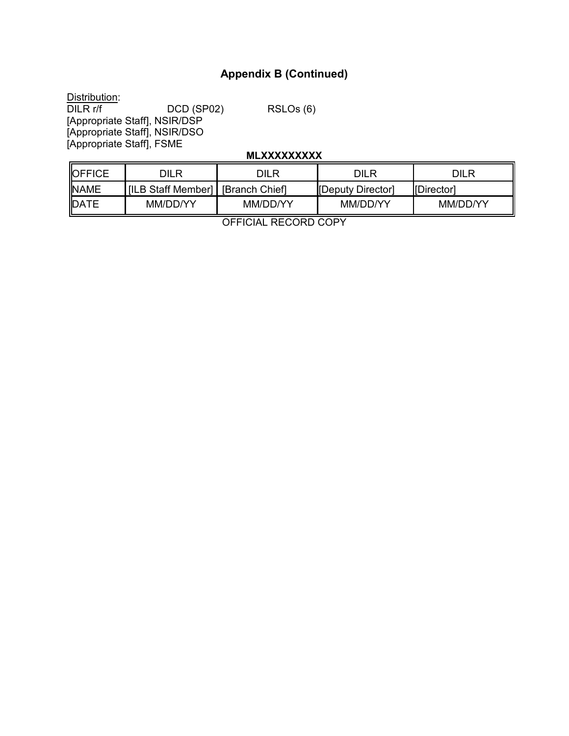## Appendix B (Continued)

Distribution:
DILR r/f DCD (SP02) RSLOs (6)
[Appropriate Staff], NSIR/DSP
[Appropriate Staff], NSIR/DSO
[Appropriate Staff], FSME

**MLXXXXXXXXX**

| OFFICE | DILR | DILR | DILR | DILR |
|---|---|---|---|---|
| NAME | [ILB Staff Member] | [Branch Chief] | [Deputy Director] | [Director] |
| DATE | MM/DD/YY | MM/DD/YY | MM/DD/YY | MM/DD/YY |

OFFICIAL RECORD COPY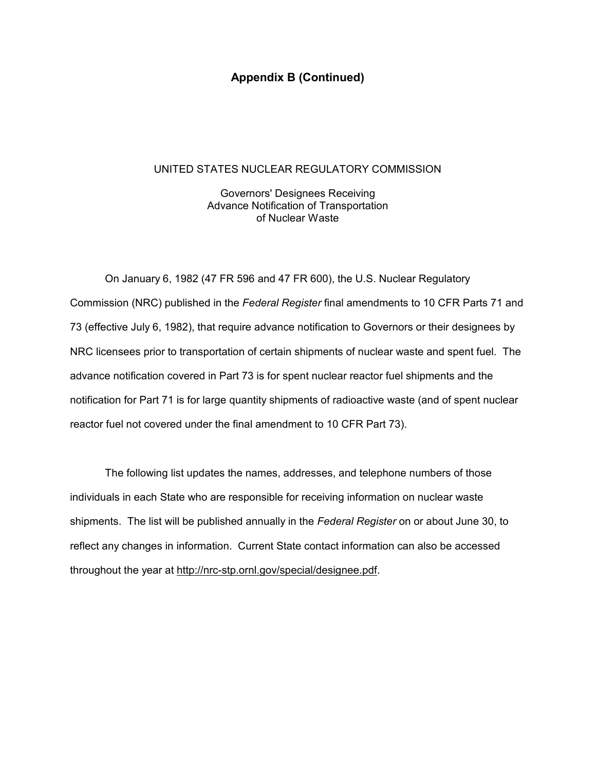## Appendix B (Continued)

UNITED STATES NUCLEAR REGULATORY COMMISSION

Governors' Designees Receiving
Advance Notification of Transportation
of Nuclear Waste

On January 6, 1982 (47 FR 596 and 47 FR 600), the U.S. Nuclear Regulatory Commission (NRC) published in the *Federal Register* final amendments to 10 CFR Parts 71 and 73 (effective July 6, 1982), that require advance notification to Governors or their designees by NRC licensees prior to transportation of certain shipments of nuclear waste and spent fuel. The advance notification covered in Part 73 is for spent nuclear reactor fuel shipments and the notification for Part 71 is for large quantity shipments of radioactive waste (and of spent nuclear reactor fuel not covered under the final amendment to 10 CFR Part 73).

The following list updates the names, addresses, and telephone numbers of those individuals in each State who are responsible for receiving information on nuclear waste shipments. The list will be published annually in the *Federal Register* on or about June 30, to reflect any changes in information. Current State contact information can also be accessed throughout the year at http://nrc-stp.ornl.gov/special/designee.pdf.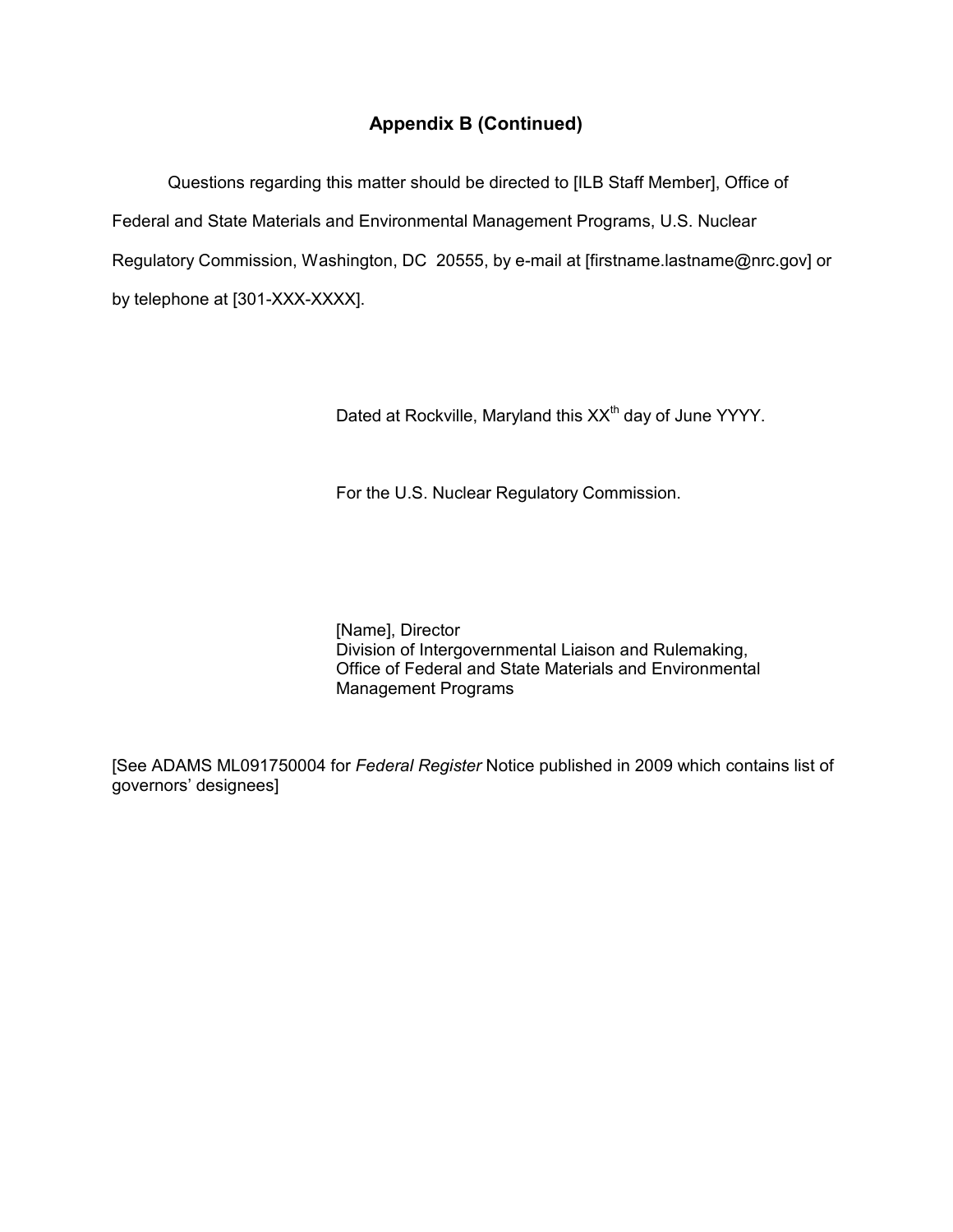## Appendix B (Continued)

Questions regarding this matter should be directed to [ILB Staff Member], Office of Federal and State Materials and Environmental Management Programs, U.S. Nuclear Regulatory Commission, Washington, DC 20555, by e-mail at [firstname.lastname@nrc.gov] or by telephone at [301-XXX-XXXX].

Dated at Rockville, Maryland this XX$^{th}$ day of June YYYY.

For the U.S. Nuclear Regulatory Commission.

[Name], Director
Division of Intergovernmental Liaison and Rulemaking,
Office of Federal and State Materials and Environmental Management Programs

[See ADAMS ML091750004 for *Federal Register* Notice published in 2009 which contains list of governors' designees]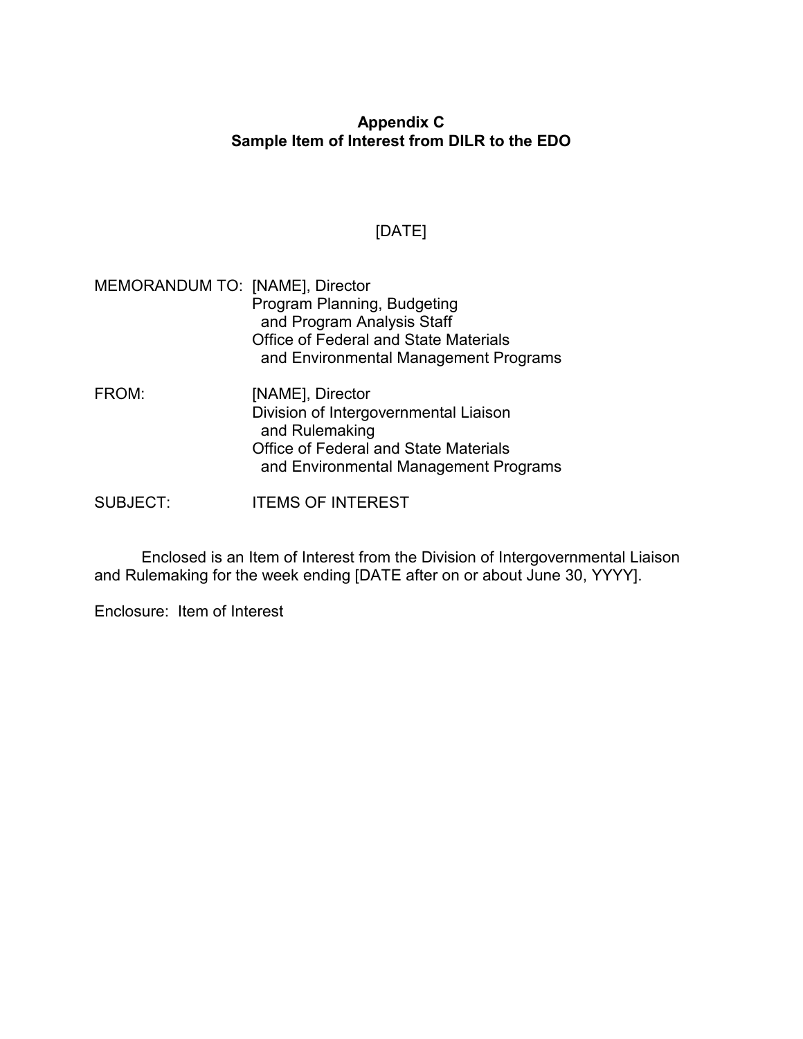# Appendix C
## Sample Item of Interest from DILR to the EDO

[DATE]

MEMORANDUM TO: [NAME], Director
Program Planning, Budgeting
and Program Analysis Staff
Office of Federal and State Materials
and Environmental Management Programs

FROM: [NAME], Director
Division of Intergovernmental Liaison
and Rulemaking
Office of Federal and State Materials
and Environmental Management Programs

SUBJECT: ITEMS OF INTEREST

Enclosed is an Item of Interest from the Division of Intergovernmental Liaison and Rulemaking for the week ending [DATE after on or about June 30, YYYY].

Enclosure: Item of Interest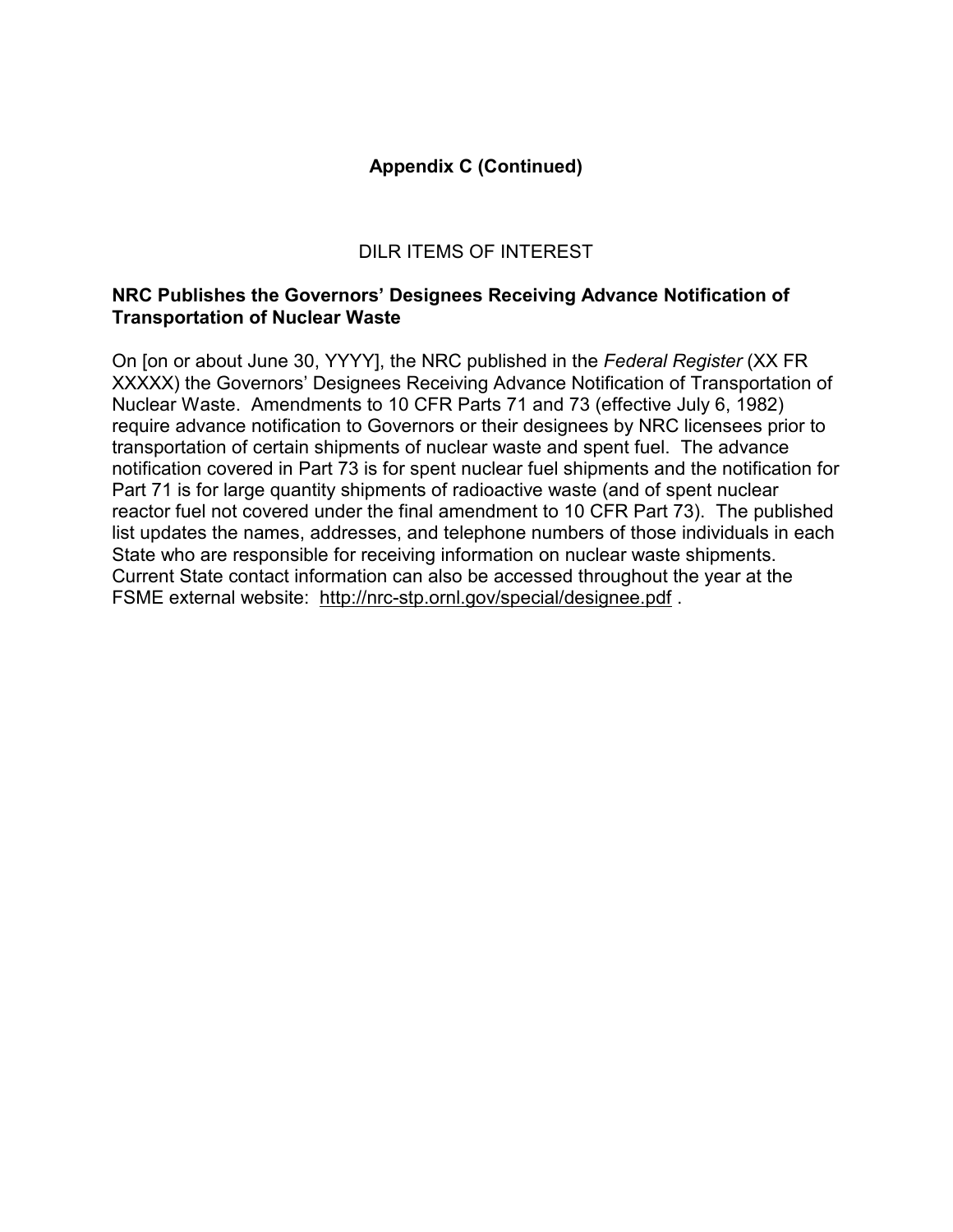## Appendix C (Continued)

### DILR ITEMS OF INTEREST

**NRC Publishes the Governors' Designees Receiving Advance Notification of Transportation of Nuclear Waste**

On [on or about June 30, YYYY], the NRC published in the *Federal Register* (XX FR XXXXX) the Governors' Designees Receiving Advance Notification of Transportation of Nuclear Waste. Amendments to 10 CFR Parts 71 and 73 (effective July 6, 1982) require advance notification to Governors or their designees by NRC licensees prior to transportation of certain shipments of nuclear waste and spent fuel. The advance notification covered in Part 73 is for spent nuclear fuel shipments and the notification for Part 71 is for large quantity shipments of radioactive waste (and of spent nuclear reactor fuel not covered under the final amendment to 10 CFR Part 73). The published list updates the names, addresses, and telephone numbers of those individuals in each State who are responsible for receiving information on nuclear waste shipments. Current State contact information can also be accessed throughout the year at the FSME external website: http://nrc-stp.ornl.gov/special/designee.pdf .